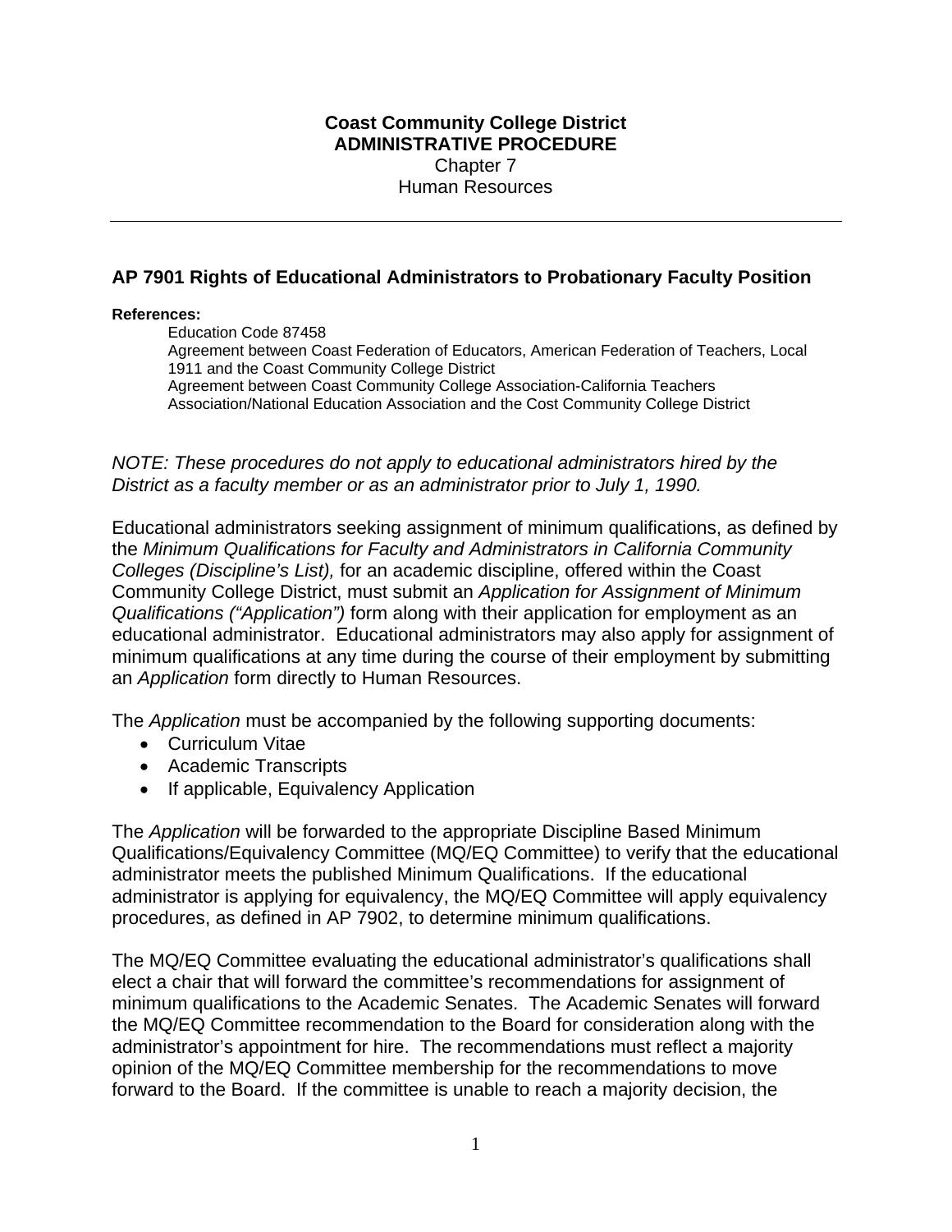**Coast Community College District**
**ADMINISTRATIVE PROCEDURE**
Chapter 7
Human Resources

---

## AP 7901 Rights of Educational Administrators to Probationary Faculty Position

**References:**

Education Code 87458
Agreement between Coast Federation of Educators, American Federation of Teachers, Local 1911 and the Coast Community College District
Agreement between Coast Community College Association-California Teachers Association/National Education Association and the Cost Community College District

*NOTE: These procedures do not apply to educational administrators hired by the District as a faculty member or as an administrator prior to July 1, 1990.*

Educational administrators seeking assignment of minimum qualifications, as defined by the *Minimum Qualifications for Faculty and Administrators in California Community Colleges (Discipline's List),* for an academic discipline, offered within the Coast Community College District, must submit an *Application for Assignment of Minimum Qualifications ("Application")* form along with their application for employment as an educational administrator. Educational administrators may also apply for assignment of minimum qualifications at any time during the course of their employment by submitting an *Application* form directly to Human Resources.

The *Application* must be accompanied by the following supporting documents:

- Curriculum Vitae
- Academic Transcripts
- If applicable, Equivalency Application

The *Application* will be forwarded to the appropriate Discipline Based Minimum Qualifications/Equivalency Committee (MQ/EQ Committee) to verify that the educational administrator meets the published Minimum Qualifications. If the educational administrator is applying for equivalency, the MQ/EQ Committee will apply equivalency procedures, as defined in AP 7902, to determine minimum qualifications.

The MQ/EQ Committee evaluating the educational administrator's qualifications shall elect a chair that will forward the committee's recommendations for assignment of minimum qualifications to the Academic Senates. The Academic Senates will forward the MQ/EQ Committee recommendation to the Board for consideration along with the administrator's appointment for hire. The recommendations must reflect a majority opinion of the MQ/EQ Committee membership for the recommendations to move forward to the Board. If the committee is unable to reach a majority decision, the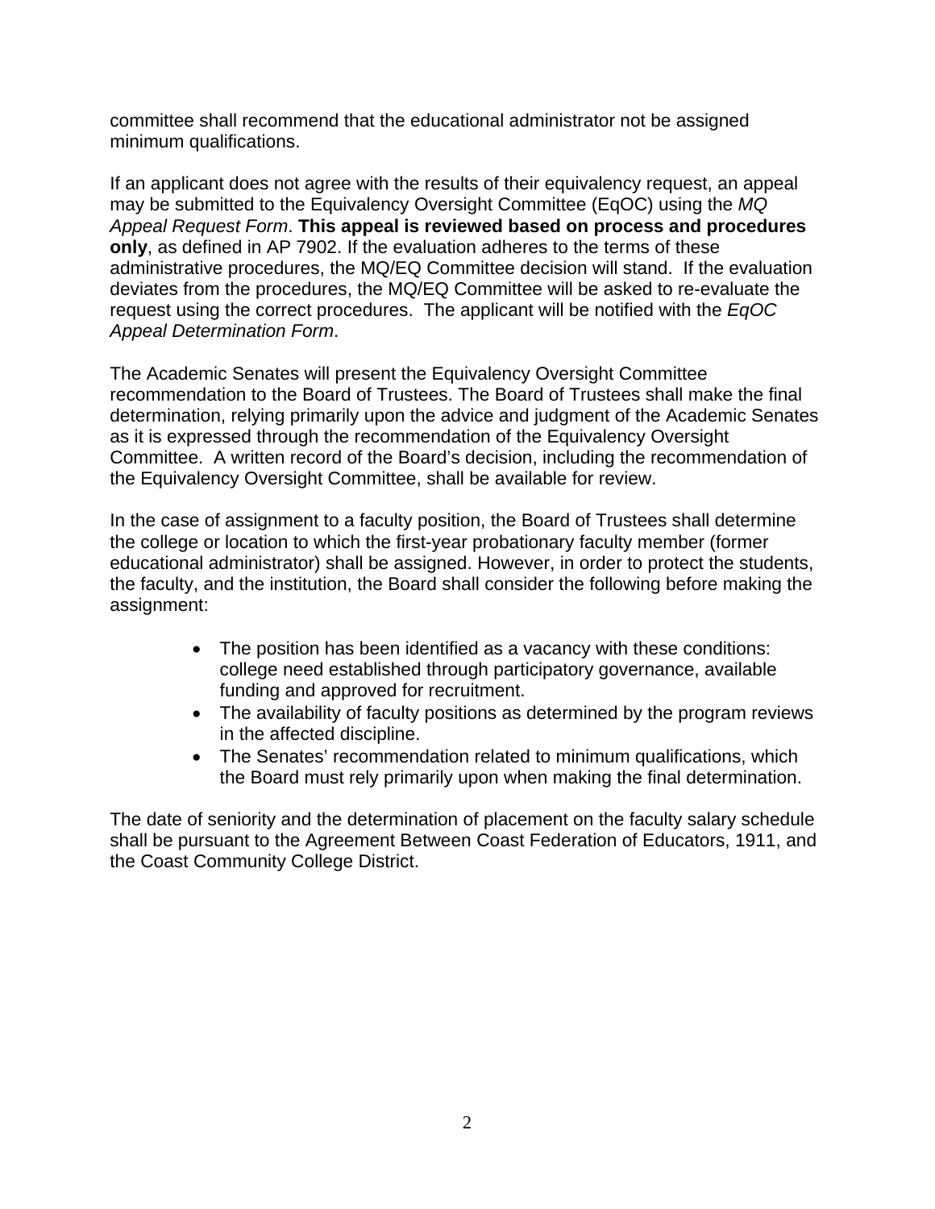committee shall recommend that the educational administrator not be assigned minimum qualifications.

If an applicant does not agree with the results of their equivalency request, an appeal may be submitted to the Equivalency Oversight Committee (EqOC) using the *MQ Appeal Request Form*. **This appeal is reviewed based on process and procedures only**, as defined in AP 7902. If the evaluation adheres to the terms of these administrative procedures, the MQ/EQ Committee decision will stand. If the evaluation deviates from the procedures, the MQ/EQ Committee will be asked to re-evaluate the request using the correct procedures. The applicant will be notified with the *EqOC Appeal Determination Form*.

The Academic Senates will present the Equivalency Oversight Committee recommendation to the Board of Trustees. The Board of Trustees shall make the final determination, relying primarily upon the advice and judgment of the Academic Senates as it is expressed through the recommendation of the Equivalency Oversight Committee. A written record of the Board's decision, including the recommendation of the Equivalency Oversight Committee, shall be available for review.

In the case of assignment to a faculty position, the Board of Trustees shall determine the college or location to which the first-year probationary faculty member (former educational administrator) shall be assigned. However, in order to protect the students, the faculty, and the institution, the Board shall consider the following before making the assignment:

- The position has been identified as a vacancy with these conditions: college need established through participatory governance, available funding and approved for recruitment.
- The availability of faculty positions as determined by the program reviews in the affected discipline.
- The Senates' recommendation related to minimum qualifications, which the Board must rely primarily upon when making the final determination.

The date of seniority and the determination of placement on the faculty salary schedule shall be pursuant to the Agreement Between Coast Federation of Educators, 1911, and the Coast Community College District.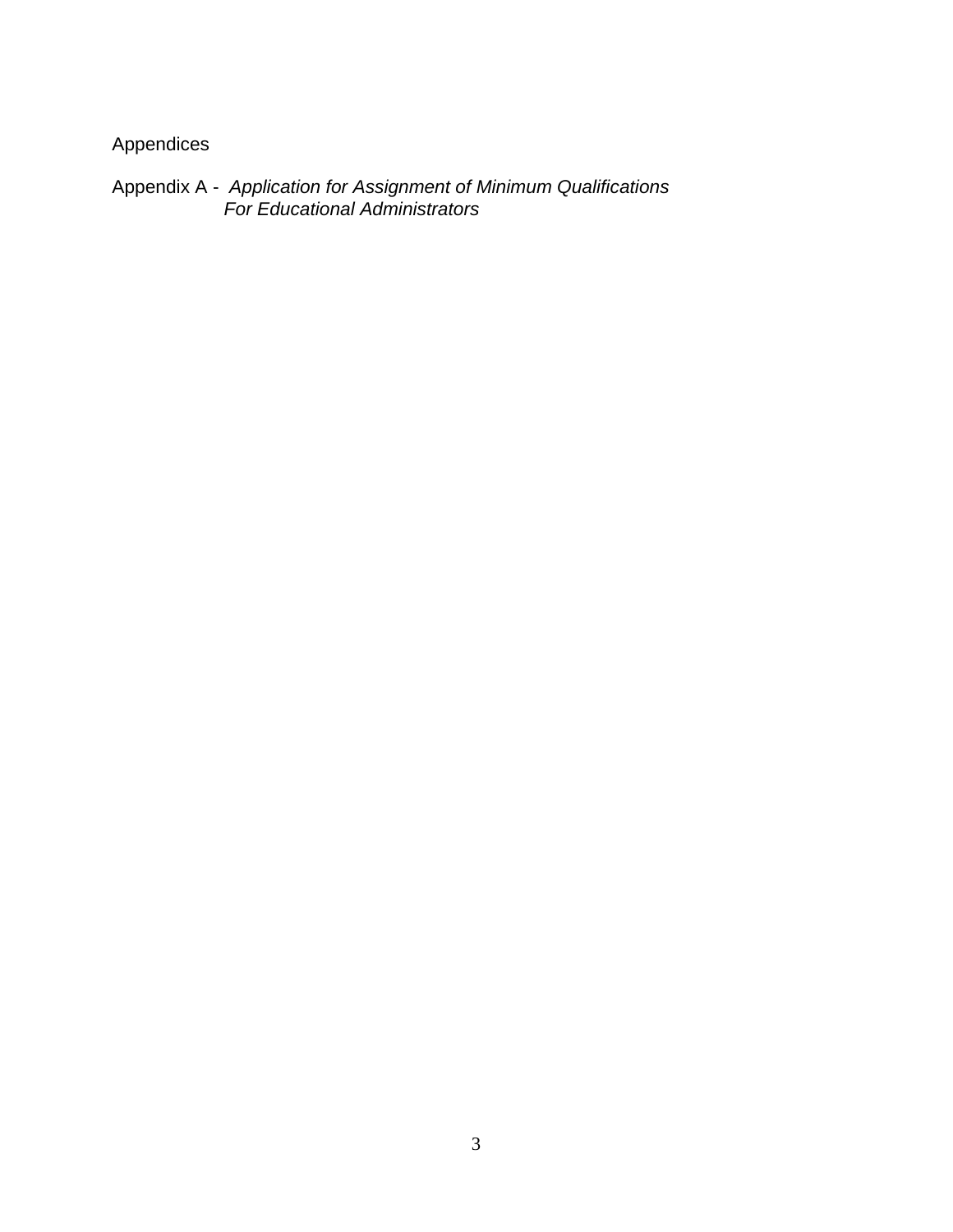Appendices

Appendix A - *Application for Assignment of Minimum Qualifications For Educational Administrators*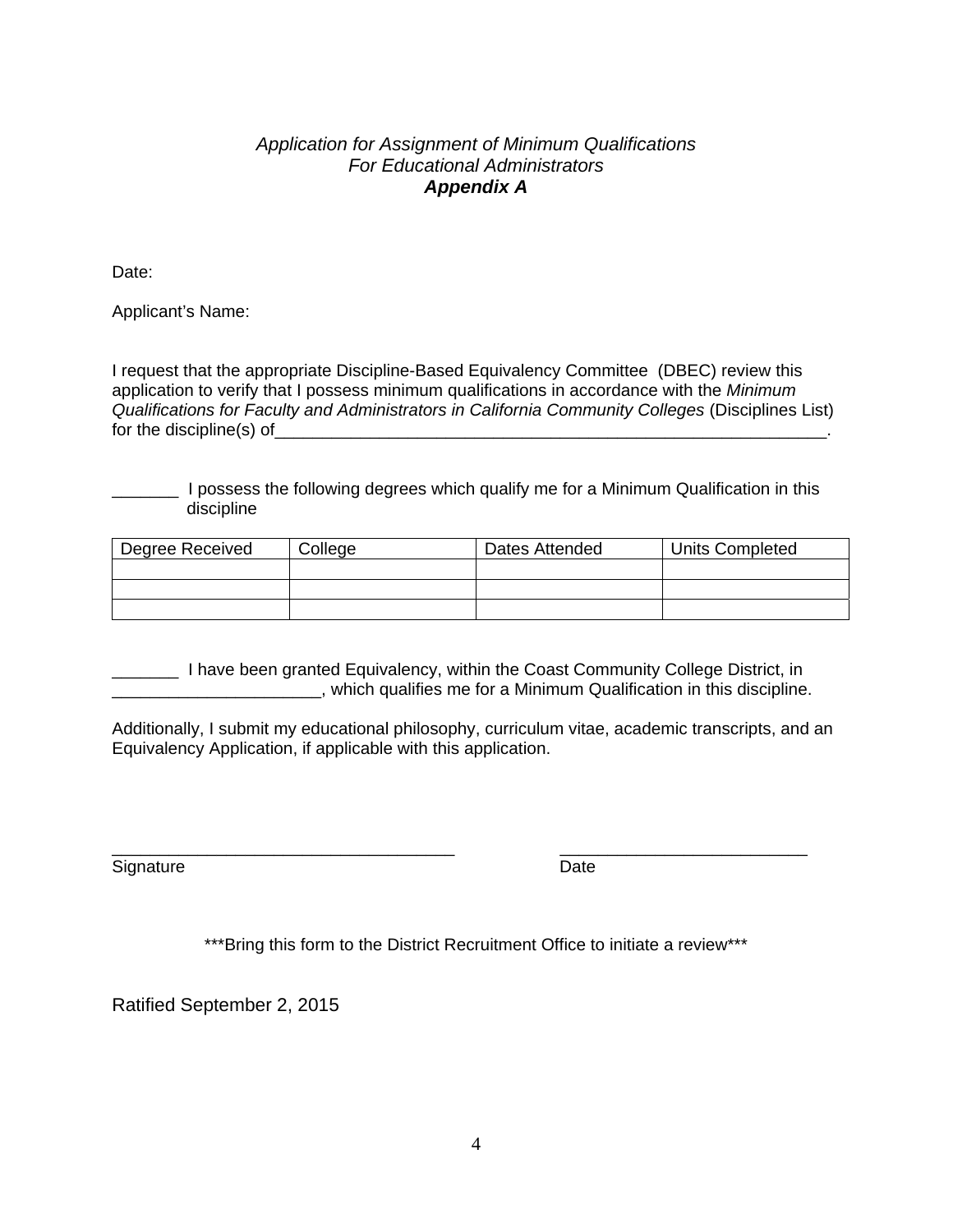*Application for Assignment of Minimum Qualifications*
*For Educational Administrators*
***Appendix A***

Date:

Applicant's Name:

I request that the appropriate Discipline-Based Equivalency Committee (DBEC) review this application to verify that I possess minimum qualifications in accordance with the *Minimum Qualifications for Faculty and Administrators in California Community Colleges* (Disciplines List) for the discipline(s) of_____________________________________________________________.

_______ I possess the following degrees which qualify me for a Minimum Qualification in this discipline

| Degree Received | College | Dates Attended | Units Completed |
|---|---|---|---|
| | | | |
| | | | |
| | | | |

_______ I have been granted Equivalency, within the Coast Community College District, in ______________________, which qualifies me for a Minimum Qualification in this discipline.

Additionally, I submit my educational philosophy, curriculum vitae, academic transcripts, and an Equivalency Application, if applicable with this application.

____________________________________ ___________________________
Signature Date

\*\*\*Bring this form to the District Recruitment Office to initiate a review\*\*\*

Ratified September 2, 2015